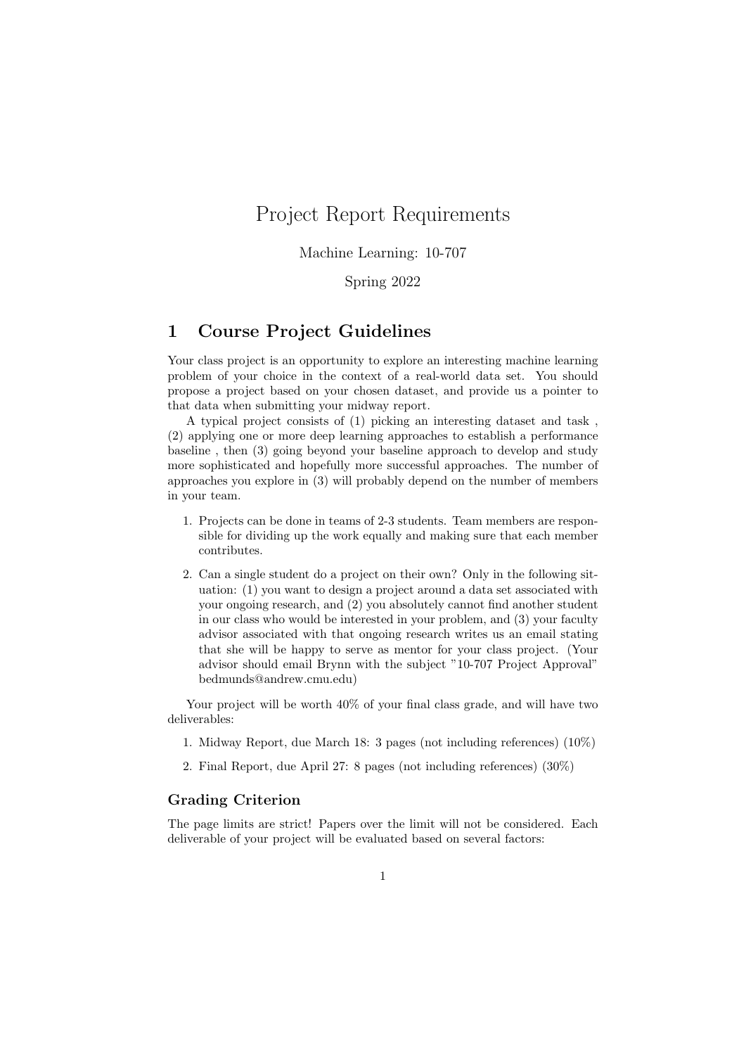# Project Report Requirements

Machine Learning: 10-707

Spring 2022

## 1 Course Project Guidelines

Your class project is an opportunity to explore an interesting machine learning problem of your choice in the context of a real-world data set. You should propose a project based on your chosen dataset, and provide us a pointer to that data when submitting your midway report.

A typical project consists of (1) picking an interesting dataset and task , (2) applying one or more deep learning approaches to establish a performance baseline , then (3) going beyond your baseline approach to develop and study more sophisticated and hopefully more successful approaches. The number of approaches you explore in (3) will probably depend on the number of members in your team.

1. Projects can be done in teams of 2-3 students. Team members are responsible for dividing up the work equally and making sure that each member contributes.
2. Can a single student do a project on their own? Only in the following situation: (1) you want to design a project around a data set associated with your ongoing research, and (2) you absolutely cannot find another student in our class who would be interested in your problem, and (3) your faculty advisor associated with that ongoing research writes us an email stating that she will be happy to serve as mentor for your class project. (Your advisor should email Brynn with the subject "10-707 Project Approval" bedmunds@andrew.cmu.edu)

Your project will be worth 40% of your final class grade, and will have two deliverables:

1. Midway Report, due March 18: 3 pages (not including references) (10%)
2. Final Report, due April 27: 8 pages (not including references) (30%)

### Grading Criterion

The page limits are strict! Papers over the limit will not be considered. Each deliverable of your project will be evaluated based on several factors: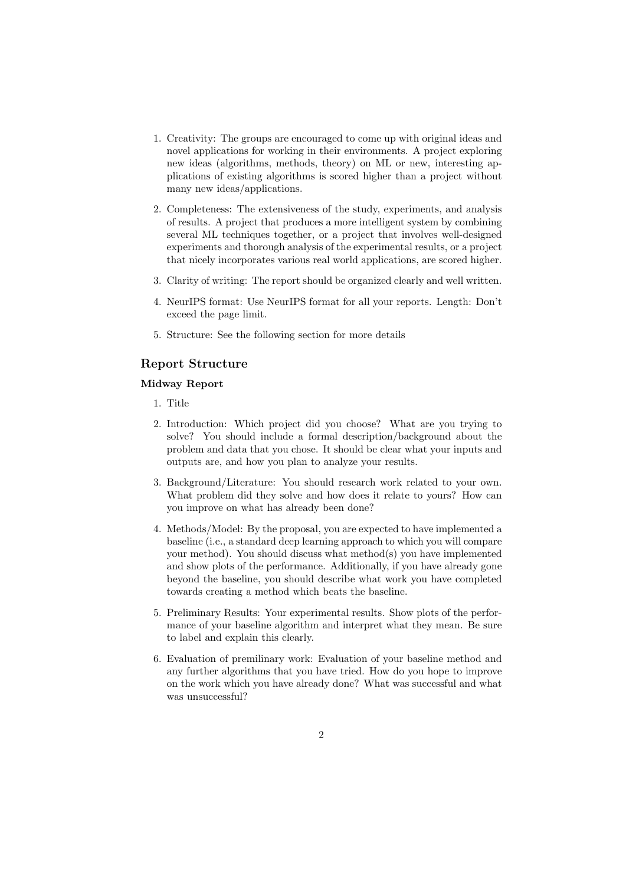1. Creativity: The groups are encouraged to come up with original ideas and novel applications for working in their environments. A project exploring new ideas (algorithms, methods, theory) on ML or new, interesting applications of existing algorithms is scored higher than a project without many new ideas/applications.

2. Completeness: The extensiveness of the study, experiments, and analysis of results. A project that produces a more intelligent system by combining several ML techniques together, or a project that involves well-designed experiments and thorough analysis of the experimental results, or a project that nicely incorporates various real world applications, are scored higher.

3. Clarity of writing: The report should be organized clearly and well written.

4. NeurIPS format: Use NeurIPS format for all your reports. Length: Don't exceed the page limit.

5. Structure: See the following section for more details

## Report Structure

### Midway Report

1. Title

2. Introduction: Which project did you choose? What are you trying to solve? You should include a formal description/background about the problem and data that you chose. It should be clear what your inputs and outputs are, and how you plan to analyze your results.

3. Background/Literature: You should research work related to your own. What problem did they solve and how does it relate to yours? How can you improve on what has already been done?

4. Methods/Model: By the proposal, you are expected to have implemented a baseline (i.e., a standard deep learning approach to which you will compare your method). You should discuss what method(s) you have implemented and show plots of the performance. Additionally, if you have already gone beyond the baseline, you should describe what work you have completed towards creating a method which beats the baseline.

5. Preliminary Results: Your experimental results. Show plots of the performance of your baseline algorithm and interpret what they mean. Be sure to label and explain this clearly.

6. Evaluation of premilinary work: Evaluation of your baseline method and any further algorithms that you have tried. How do you hope to improve on the work which you have already done? What was successful and what was unsuccessful?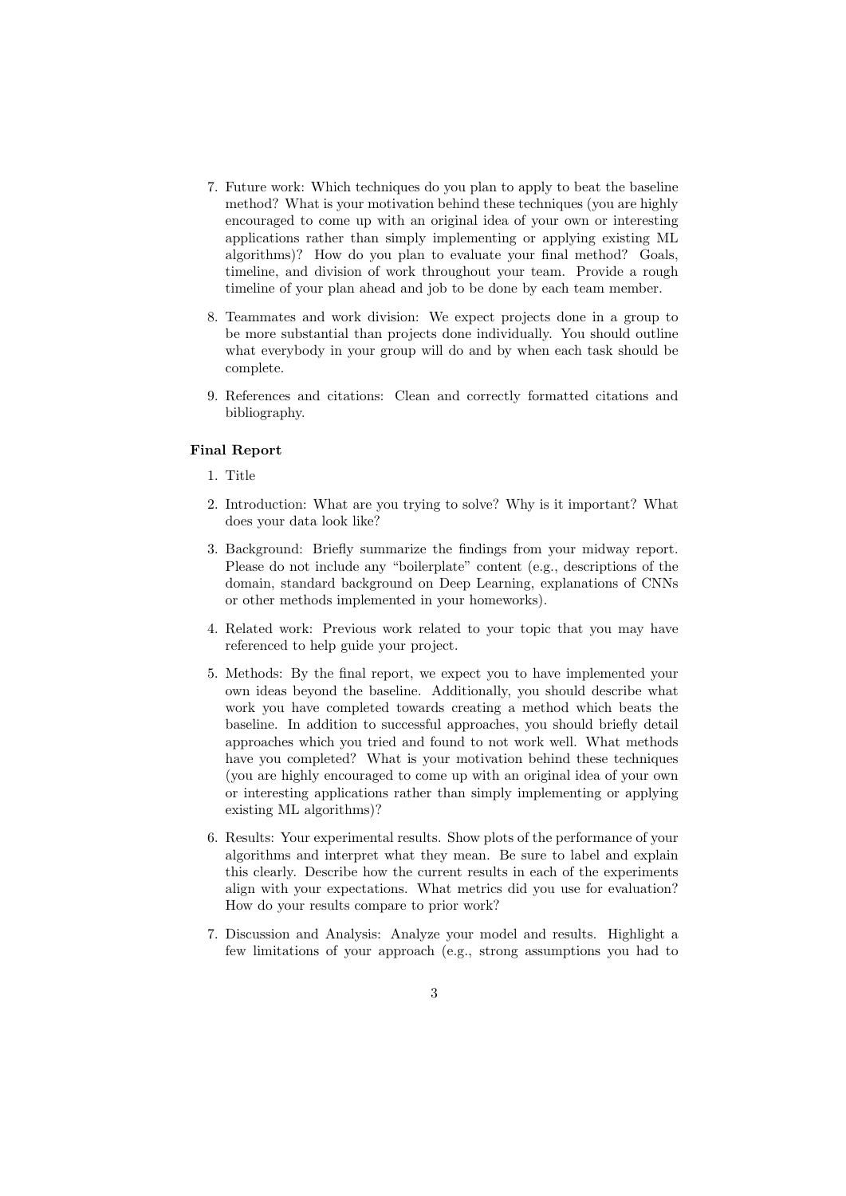7. Future work: Which techniques do you plan to apply to beat the baseline method? What is your motivation behind these techniques (you are highly encouraged to come up with an original idea of your own or interesting applications rather than simply implementing or applying existing ML algorithms)? How do you plan to evaluate your final method? Goals, timeline, and division of work throughout your team. Provide a rough timeline of your plan ahead and job to be done by each team member.

8. Teammates and work division: We expect projects done in a group to be more substantial than projects done individually. You should outline what everybody in your group will do and by when each task should be complete.

9. References and citations: Clean and correctly formatted citations and bibliography.

**Final Report**

1. Title

2. Introduction: What are you trying to solve? Why is it important? What does your data look like?

3. Background: Briefly summarize the findings from your midway report. Please do not include any "boilerplate" content (e.g., descriptions of the domain, standard background on Deep Learning, explanations of CNNs or other methods implemented in your homeworks).

4. Related work: Previous work related to your topic that you may have referenced to help guide your project.

5. Methods: By the final report, we expect you to have implemented your own ideas beyond the baseline. Additionally, you should describe what work you have completed towards creating a method which beats the baseline. In addition to successful approaches, you should briefly detail approaches which you tried and found to not work well. What methods have you completed? What is your motivation behind these techniques (you are highly encouraged to come up with an original idea of your own or interesting applications rather than simply implementing or applying existing ML algorithms)?

6. Results: Your experimental results. Show plots of the performance of your algorithms and interpret what they mean. Be sure to label and explain this clearly. Describe how the current results in each of the experiments align with your expectations. What metrics did you use for evaluation? How do your results compare to prior work?

7. Discussion and Analysis: Analyze your model and results. Highlight a few limitations of your approach (e.g., strong assumptions you had to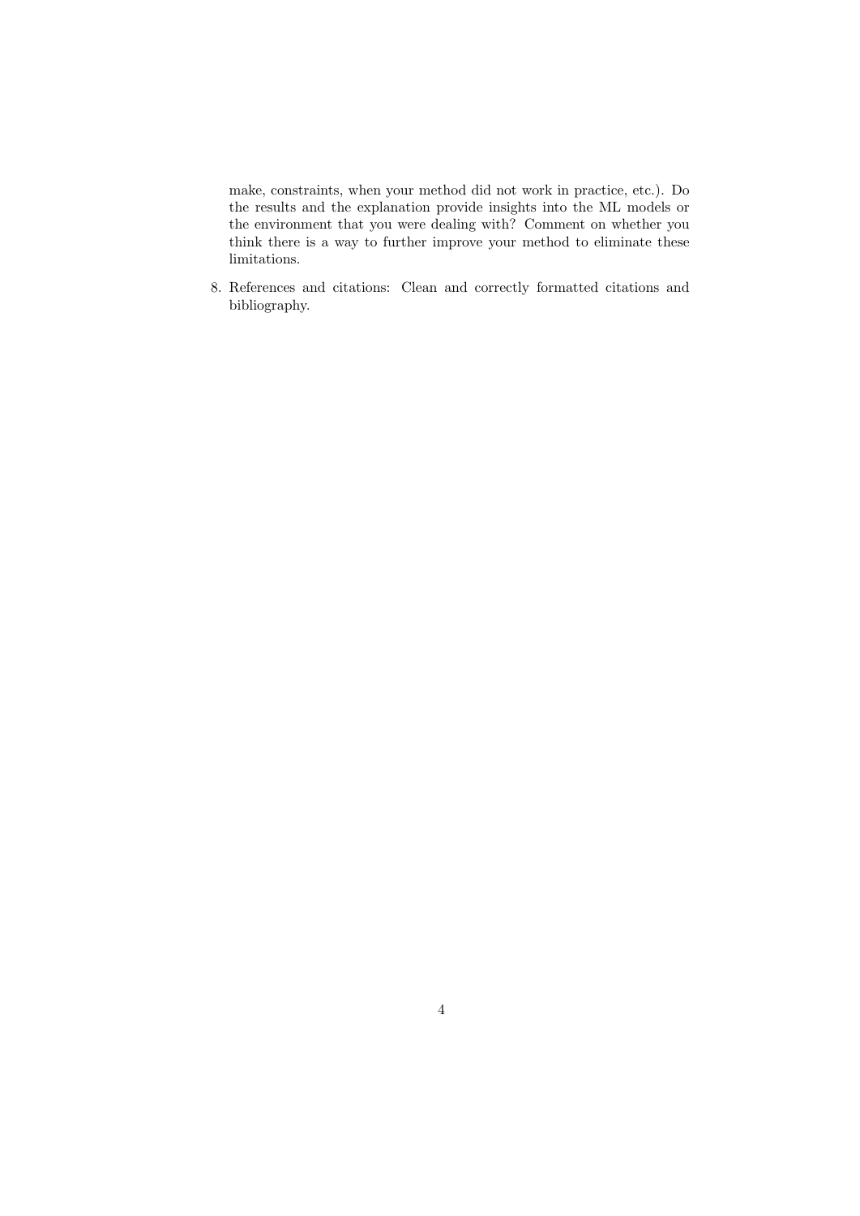make, constraints, when your method did not work in practice, etc.). Do the results and the explanation provide insights into the ML models or the environment that you were dealing with? Comment on whether you think there is a way to further improve your method to eliminate these limitations.

8. References and citations: Clean and correctly formatted citations and bibliography.